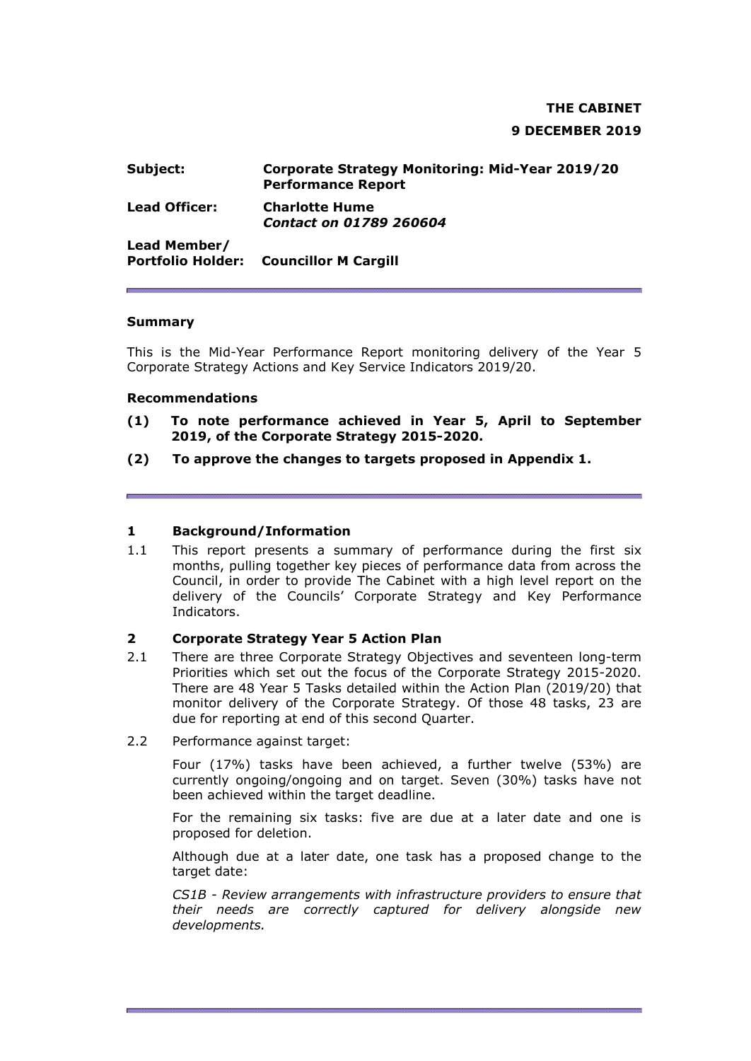**THE CABINET**

**9 DECEMBER 2019**

| | |
|---|---|
| **Subject:** | **Corporate Strategy Monitoring: Mid-Year 2019/20 Performance Report** |
| **Lead Officer:** | **Charlotte Hume** *Contact on 01789 260604* |
| **Lead Member/ Portfolio Holder:** | **Councillor M Cargill** |

---

**Summary**

This is the Mid-Year Performance Report monitoring delivery of the Year 5 Corporate Strategy Actions and Key Service Indicators 2019/20.

**Recommendations**

**(1) To note performance achieved in Year 5, April to September 2019, of the Corporate Strategy 2015-2020.**

**(2) To approve the changes to targets proposed in Appendix 1.**

---

## 1 Background/Information

1.1 This report presents a summary of performance during the first six months, pulling together key pieces of performance data from across the Council, in order to provide The Cabinet with a high level report on the delivery of the Councils' Corporate Strategy and Key Performance Indicators.

## 2 Corporate Strategy Year 5 Action Plan

2.1 There are three Corporate Strategy Objectives and seventeen long-term Priorities which set out the focus of the Corporate Strategy 2015-2020. There are 48 Year 5 Tasks detailed within the Action Plan (2019/20) that monitor delivery of the Corporate Strategy. Of those 48 tasks, 23 are due for reporting at end of this second Quarter.

2.2 Performance against target:

Four (17%) tasks have been achieved, a further twelve (53%) are currently ongoing/ongoing and on target. Seven (30%) tasks have not been achieved within the target deadline.

For the remaining six tasks: five are due at a later date and one is proposed for deletion.

Although due at a later date, one task has a proposed change to the target date:

*CS1B - Review arrangements with infrastructure providers to ensure that their needs are correctly captured for delivery alongside new developments.*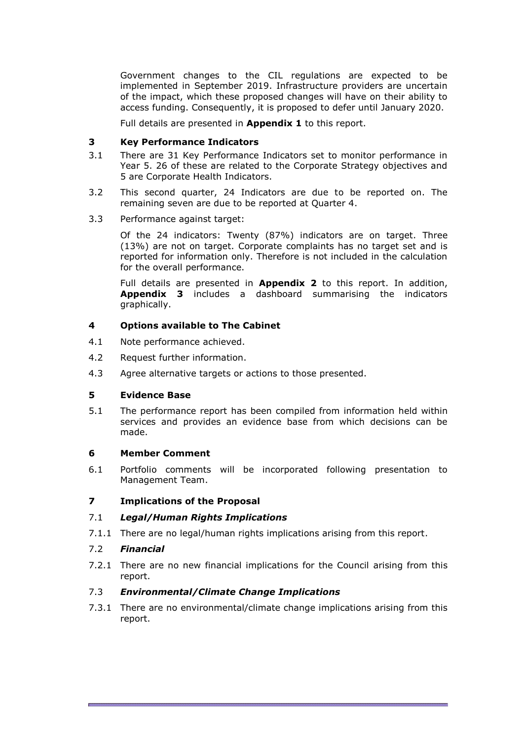Government changes to the CIL regulations are expected to be implemented in September 2019. Infrastructure providers are uncertain of the impact, which these proposed changes will have on their ability to access funding. Consequently, it is proposed to defer until January 2020.

Full details are presented in **Appendix 1** to this report.

## 3 Key Performance Indicators

3.1 There are 31 Key Performance Indicators set to monitor performance in Year 5. 26 of these are related to the Corporate Strategy objectives and 5 are Corporate Health Indicators.

3.2 This second quarter, 24 Indicators are due to be reported on. The remaining seven are due to be reported at Quarter 4.

3.3 Performance against target:

Of the 24 indicators: Twenty (87%) indicators are on target. Three (13%) are not on target. Corporate complaints has no target set and is reported for information only. Therefore is not included in the calculation for the overall performance.

Full details are presented in **Appendix 2** to this report. In addition, **Appendix 3** includes a dashboard summarising the indicators graphically.

## 4 Options available to The Cabinet

4.1 Note performance achieved.

4.2 Request further information.

4.3 Agree alternative targets or actions to those presented.

## 5 Evidence Base

5.1 The performance report has been compiled from information held within services and provides an evidence base from which decisions can be made.

## 6 Member Comment

6.1 Portfolio comments will be incorporated following presentation to Management Team.

## 7 Implications of the Proposal

### 7.1 *Legal/Human Rights Implications*

7.1.1 There are no legal/human rights implications arising from this report.

### 7.2 *Financial*

7.2.1 There are no new financial implications for the Council arising from this report.

### 7.3 *Environmental/Climate Change Implications*

7.3.1 There are no environmental/climate change implications arising from this report.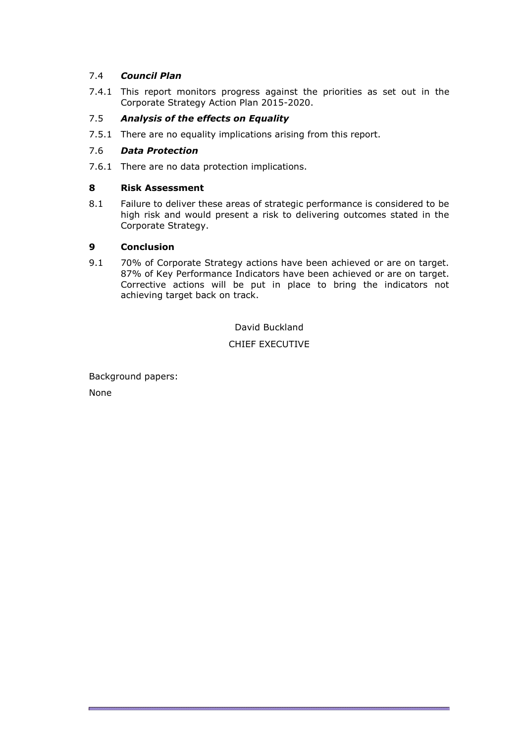### 7.4 *Council Plan*

7.4.1 This report monitors progress against the priorities as set out in the Corporate Strategy Action Plan 2015-2020.

### 7.5 *Analysis of the effects on Equality*

7.5.1 There are no equality implications arising from this report.

### 7.6 *Data Protection*

7.6.1 There are no data protection implications.

## 8 Risk Assessment

8.1 Failure to deliver these areas of strategic performance is considered to be high risk and would present a risk to delivering outcomes stated in the Corporate Strategy.

## 9 Conclusion

9.1 70% of Corporate Strategy actions have been achieved or are on target. 87% of Key Performance Indicators have been achieved or are on target. Corrective actions will be put in place to bring the indicators not achieving target back on track.

David Buckland

CHIEF EXECUTIVE

Background papers:

None